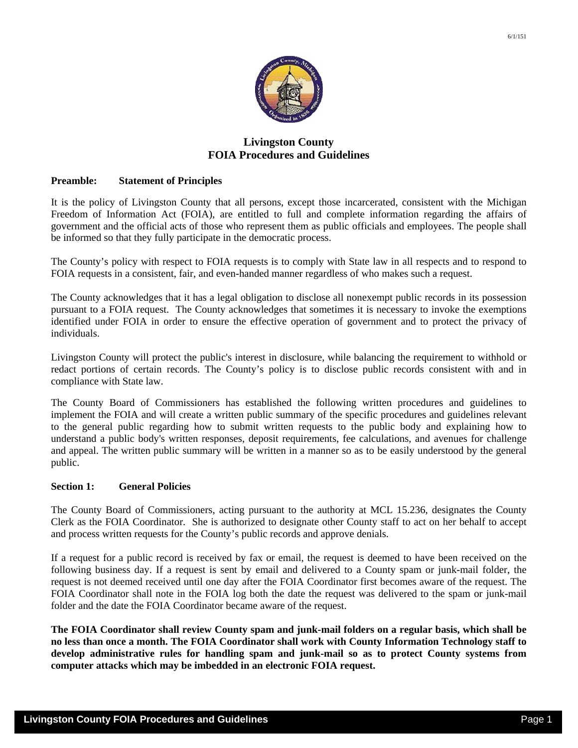6/1/151

# Livingston County
# FOIA Procedures and Guidelines

**Preamble: Statement of Principles**

It is the policy of Livingston County that all persons, except those incarcerated, consistent with the Michigan Freedom of Information Act (FOIA), are entitled to full and complete information regarding the affairs of government and the official acts of those who represent them as public officials and employees. The people shall be informed so that they fully participate in the democratic process.

The County's policy with respect to FOIA requests is to comply with State law in all respects and to respond to FOIA requests in a consistent, fair, and even-handed manner regardless of who makes such a request.

The County acknowledges that it has a legal obligation to disclose all nonexempt public records in its possession pursuant to a FOIA request. The County acknowledges that sometimes it is necessary to invoke the exemptions identified under FOIA in order to ensure the effective operation of government and to protect the privacy of individuals.

Livingston County will protect the public's interest in disclosure, while balancing the requirement to withhold or redact portions of certain records. The County's policy is to disclose public records consistent with and in compliance with State law.

The County Board of Commissioners has established the following written procedures and guidelines to implement the FOIA and will create a written public summary of the specific procedures and guidelines relevant to the general public regarding how to submit written requests to the public body and explaining how to understand a public body's written responses, deposit requirements, fee calculations, and avenues for challenge and appeal. The written public summary will be written in a manner so as to be easily understood by the general public.

**Section 1: General Policies**

The County Board of Commissioners, acting pursuant to the authority at MCL 15.236, designates the County Clerk as the FOIA Coordinator. She is authorized to designate other County staff to act on her behalf to accept and process written requests for the County's public records and approve denials.

If a request for a public record is received by fax or email, the request is deemed to have been received on the following business day. If a request is sent by email and delivered to a County spam or junk-mail folder, the request is not deemed received until one day after the FOIA Coordinator first becomes aware of the request. The FOIA Coordinator shall note in the FOIA log both the date the request was delivered to the spam or junk-mail folder and the date the FOIA Coordinator became aware of the request.

**The FOIA Coordinator shall review County spam and junk-mail folders on a regular basis, which shall be no less than once a month. The FOIA Coordinator shall work with County Information Technology staff to develop administrative rules for handling spam and junk-mail so as to protect County systems from computer attacks which may be imbedded in an electronic FOIA request.**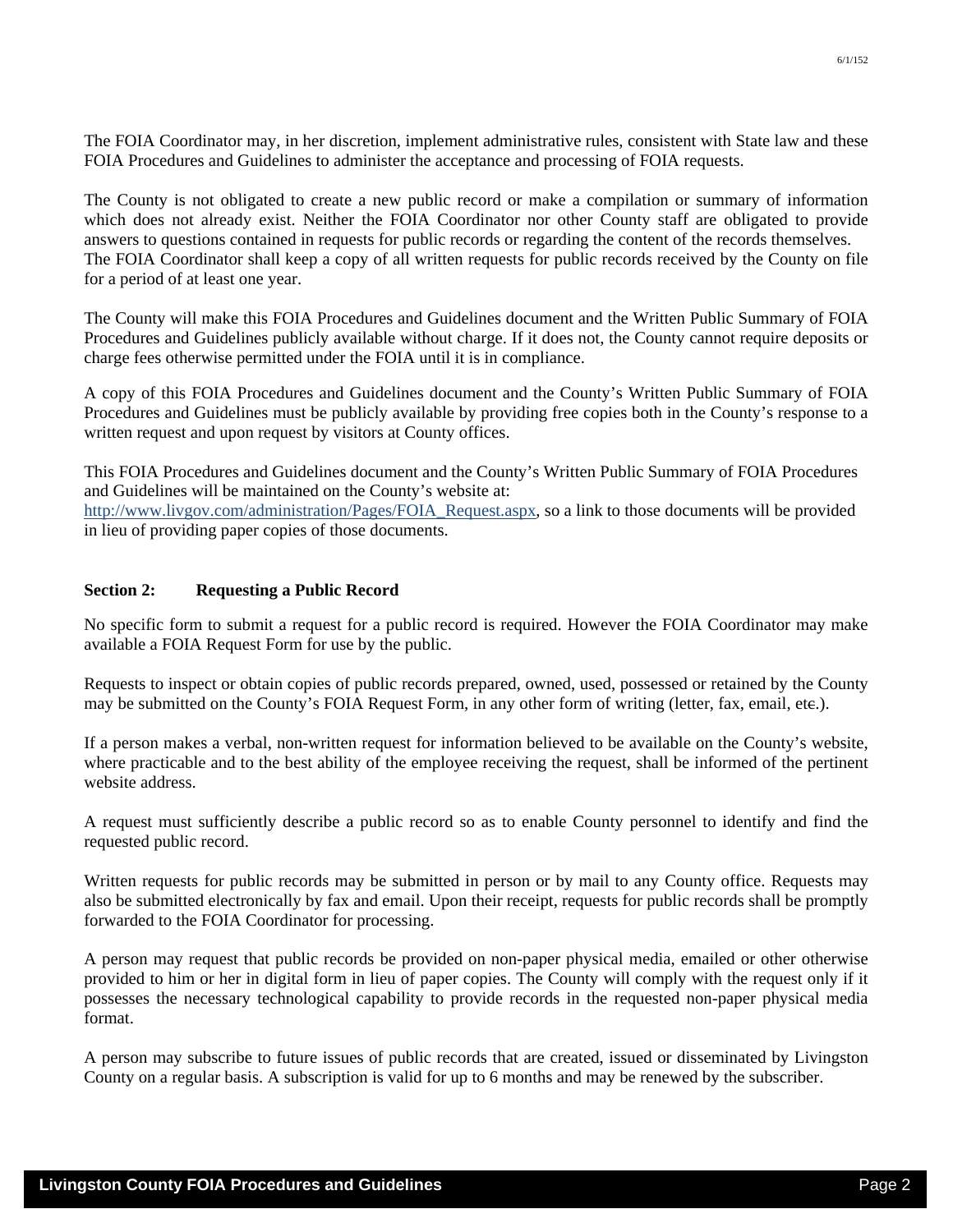The FOIA Coordinator may, in her discretion, implement administrative rules, consistent with State law and these FOIA Procedures and Guidelines to administer the acceptance and processing of FOIA requests.

The County is not obligated to create a new public record or make a compilation or summary of information which does not already exist. Neither the FOIA Coordinator nor other County staff are obligated to provide answers to questions contained in requests for public records or regarding the content of the records themselves. The FOIA Coordinator shall keep a copy of all written requests for public records received by the County on file for a period of at least one year.

The County will make this FOIA Procedures and Guidelines document and the Written Public Summary of FOIA Procedures and Guidelines publicly available without charge. If it does not, the County cannot require deposits or charge fees otherwise permitted under the FOIA until it is in compliance.

A copy of this FOIA Procedures and Guidelines document and the County's Written Public Summary of FOIA Procedures and Guidelines must be publicly available by providing free copies both in the County's response to a written request and upon request by visitors at County offices.

This FOIA Procedures and Guidelines document and the County's Written Public Summary of FOIA Procedures and Guidelines will be maintained on the County's website at: http://www.livgov.com/administration/Pages/FOIA_Request.aspx, so a link to those documents will be provided in lieu of providing paper copies of those documents.

**Section 2: Requesting a Public Record**

No specific form to submit a request for a public record is required. However the FOIA Coordinator may make available a FOIA Request Form for use by the public.

Requests to inspect or obtain copies of public records prepared, owned, used, possessed or retained by the County may be submitted on the County's FOIA Request Form, in any other form of writing (letter, fax, email, etc.).

If a person makes a verbal, non-written request for information believed to be available on the County's website, where practicable and to the best ability of the employee receiving the request, shall be informed of the pertinent website address.

A request must sufficiently describe a public record so as to enable County personnel to identify and find the requested public record.

Written requests for public records may be submitted in person or by mail to any County office. Requests may also be submitted electronically by fax and email. Upon their receipt, requests for public records shall be promptly forwarded to the FOIA Coordinator for processing.

A person may request that public records be provided on non-paper physical media, emailed or other otherwise provided to him or her in digital form in lieu of paper copies. The County will comply with the request only if it possesses the necessary technological capability to provide records in the requested non-paper physical media format.

A person may subscribe to future issues of public records that are created, issued or disseminated by Livingston County on a regular basis. A subscription is valid for up to 6 months and may be renewed by the subscriber.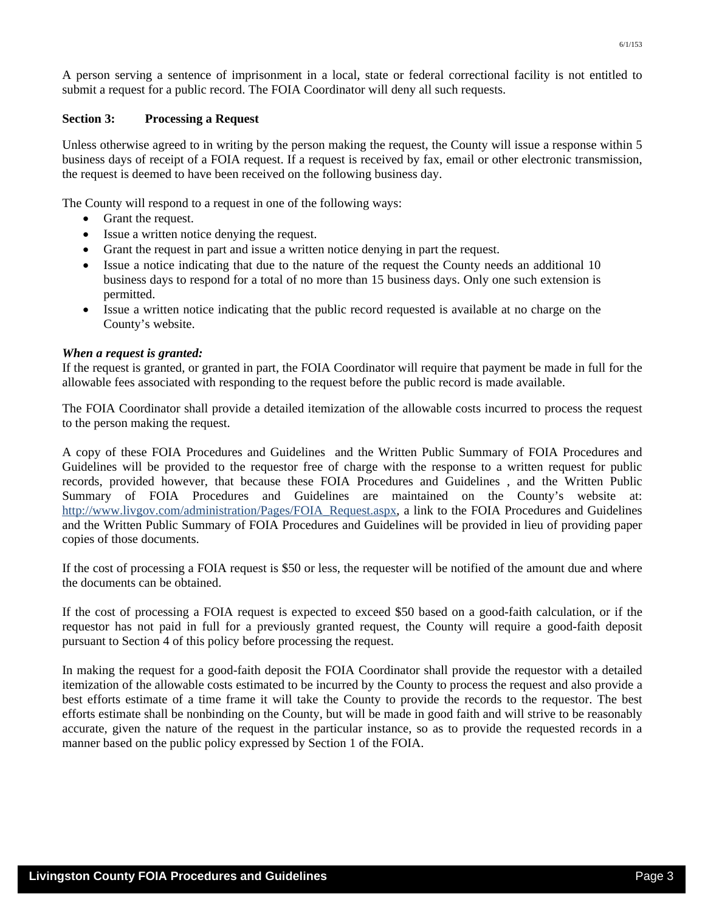A person serving a sentence of imprisonment in a local, state or federal correctional facility is not entitled to submit a request for a public record. The FOIA Coordinator will deny all such requests.

### Section 3: Processing a Request

Unless otherwise agreed to in writing by the person making the request, the County will issue a response within 5 business days of receipt of a FOIA request. If a request is received by fax, email or other electronic transmission, the request is deemed to have been received on the following business day.

The County will respond to a request in one of the following ways:

- Grant the request.
- Issue a written notice denying the request.
- Grant the request in part and issue a written notice denying in part the request.
- Issue a notice indicating that due to the nature of the request the County needs an additional 10 business days to respond for a total of no more than 15 business days. Only one such extension is permitted.
- Issue a written notice indicating that the public record requested is available at no charge on the County's website.

***When a request is granted:***

If the request is granted, or granted in part, the FOIA Coordinator will require that payment be made in full for the allowable fees associated with responding to the request before the public record is made available.

The FOIA Coordinator shall provide a detailed itemization of the allowable costs incurred to process the request to the person making the request.

A copy of these FOIA Procedures and Guidelines and the Written Public Summary of FOIA Procedures and Guidelines will be provided to the requestor free of charge with the response to a written request for public records, provided however, that because these FOIA Procedures and Guidelines , and the Written Public Summary of FOIA Procedures and Guidelines are maintained on the County's website at: http://www.livgov.com/administration/Pages/FOIA_Request.aspx, a link to the FOIA Procedures and Guidelines and the Written Public Summary of FOIA Procedures and Guidelines will be provided in lieu of providing paper copies of those documents.

If the cost of processing a FOIA request is $50 or less, the requester will be notified of the amount due and where the documents can be obtained.

If the cost of processing a FOIA request is expected to exceed $50 based on a good-faith calculation, or if the requestor has not paid in full for a previously granted request, the County will require a good-faith deposit pursuant to Section 4 of this policy before processing the request.

In making the request for a good-faith deposit the FOIA Coordinator shall provide the requestor with a detailed itemization of the allowable costs estimated to be incurred by the County to process the request and also provide a best efforts estimate of a time frame it will take the County to provide the records to the requestor. The best efforts estimate shall be nonbinding on the County, but will be made in good faith and will strive to be reasonably accurate, given the nature of the request in the particular instance, so as to provide the requested records in a manner based on the public policy expressed by Section 1 of the FOIA.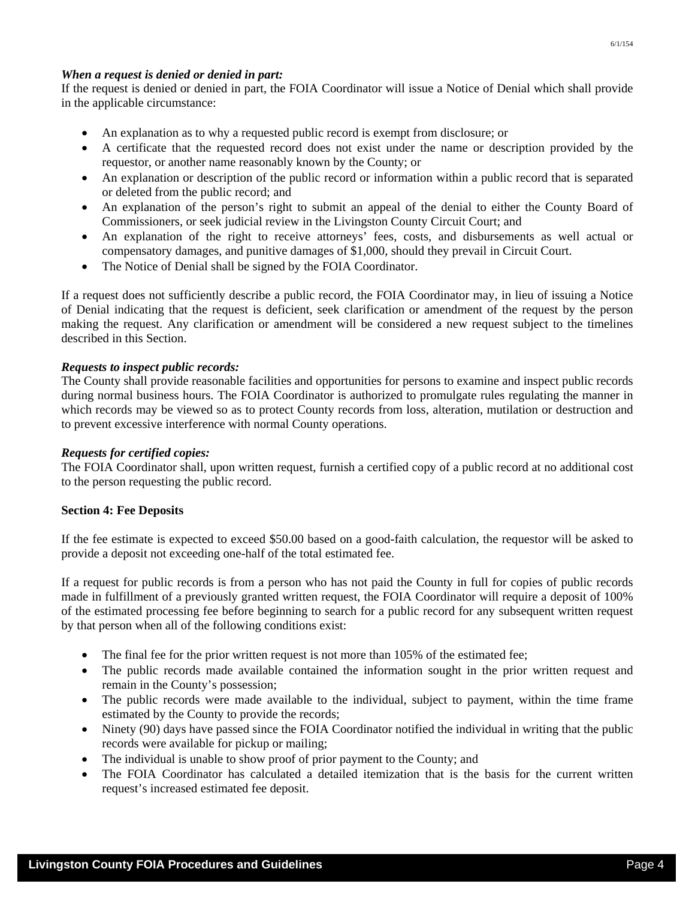***When a request is denied or denied in part:***
If the request is denied or denied in part, the FOIA Coordinator will issue a Notice of Denial which shall provide in the applicable circumstance:

- An explanation as to why a requested public record is exempt from disclosure; or
- A certificate that the requested record does not exist under the name or description provided by the requestor, or another name reasonably known by the County; or
- An explanation or description of the public record or information within a public record that is separated or deleted from the public record; and
- An explanation of the person's right to submit an appeal of the denial to either the County Board of Commissioners, or seek judicial review in the Livingston County Circuit Court; and
- An explanation of the right to receive attorneys' fees, costs, and disbursements as well actual or compensatory damages, and punitive damages of $1,000, should they prevail in Circuit Court.
- The Notice of Denial shall be signed by the FOIA Coordinator.

If a request does not sufficiently describe a public record, the FOIA Coordinator may, in lieu of issuing a Notice of Denial indicating that the request is deficient, seek clarification or amendment of the request by the person making the request. Any clarification or amendment will be considered a new request subject to the timelines described in this Section.

***Requests to inspect public records:***
The County shall provide reasonable facilities and opportunities for persons to examine and inspect public records during normal business hours. The FOIA Coordinator is authorized to promulgate rules regulating the manner in which records may be viewed so as to protect County records from loss, alteration, mutilation or destruction and to prevent excessive interference with normal County operations.

***Requests for certified copies:***
The FOIA Coordinator shall, upon written request, furnish a certified copy of a public record at no additional cost to the person requesting the public record.

**Section 4: Fee Deposits**

If the fee estimate is expected to exceed $50.00 based on a good-faith calculation, the requestor will be asked to provide a deposit not exceeding one-half of the total estimated fee.

If a request for public records is from a person who has not paid the County in full for copies of public records made in fulfillment of a previously granted written request, the FOIA Coordinator will require a deposit of 100% of the estimated processing fee before beginning to search for a public record for any subsequent written request by that person when all of the following conditions exist:

- The final fee for the prior written request is not more than 105% of the estimated fee;
- The public records made available contained the information sought in the prior written request and remain in the County's possession;
- The public records were made available to the individual, subject to payment, within the time frame estimated by the County to provide the records;
- Ninety (90) days have passed since the FOIA Coordinator notified the individual in writing that the public records were available for pickup or mailing;
- The individual is unable to show proof of prior payment to the County; and
- The FOIA Coordinator has calculated a detailed itemization that is the basis for the current written request's increased estimated fee deposit.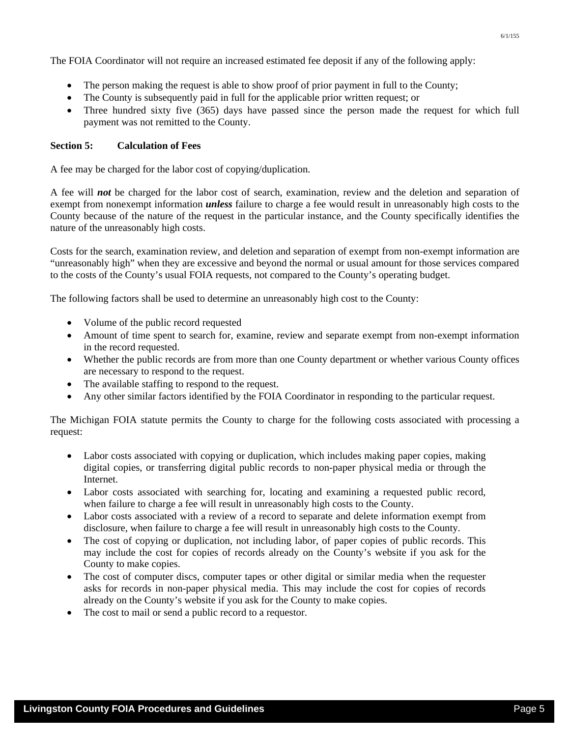The FOIA Coordinator will not require an increased estimated fee deposit if any of the following apply:

- The person making the request is able to show proof of prior payment in full to the County;
- The County is subsequently paid in full for the applicable prior written request; or
- Three hundred sixty five (365) days have passed since the person made the request for which full payment was not remitted to the County.

**Section 5: Calculation of Fees**

A fee may be charged for the labor cost of copying/duplication.

A fee will ***not*** be charged for the labor cost of search, examination, review and the deletion and separation of exempt from nonexempt information ***unless*** failure to charge a fee would result in unreasonably high costs to the County because of the nature of the request in the particular instance, and the County specifically identifies the nature of the unreasonably high costs.

Costs for the search, examination review, and deletion and separation of exempt from non-exempt information are "unreasonably high" when they are excessive and beyond the normal or usual amount for those services compared to the costs of the County's usual FOIA requests, not compared to the County's operating budget.

The following factors shall be used to determine an unreasonably high cost to the County:

- Volume of the public record requested
- Amount of time spent to search for, examine, review and separate exempt from non-exempt information in the record requested.
- Whether the public records are from more than one County department or whether various County offices are necessary to respond to the request.
- The available staffing to respond to the request.
- Any other similar factors identified by the FOIA Coordinator in responding to the particular request.

The Michigan FOIA statute permits the County to charge for the following costs associated with processing a request:

- Labor costs associated with copying or duplication, which includes making paper copies, making digital copies, or transferring digital public records to non-paper physical media or through the Internet.
- Labor costs associated with searching for, locating and examining a requested public record, when failure to charge a fee will result in unreasonably high costs to the County.
- Labor costs associated with a review of a record to separate and delete information exempt from disclosure, when failure to charge a fee will result in unreasonably high costs to the County.
- The cost of copying or duplication, not including labor, of paper copies of public records. This may include the cost for copies of records already on the County's website if you ask for the County to make copies.
- The cost of computer discs, computer tapes or other digital or similar media when the requester asks for records in non-paper physical media. This may include the cost for copies of records already on the County's website if you ask for the County to make copies.
- The cost to mail or send a public record to a requestor.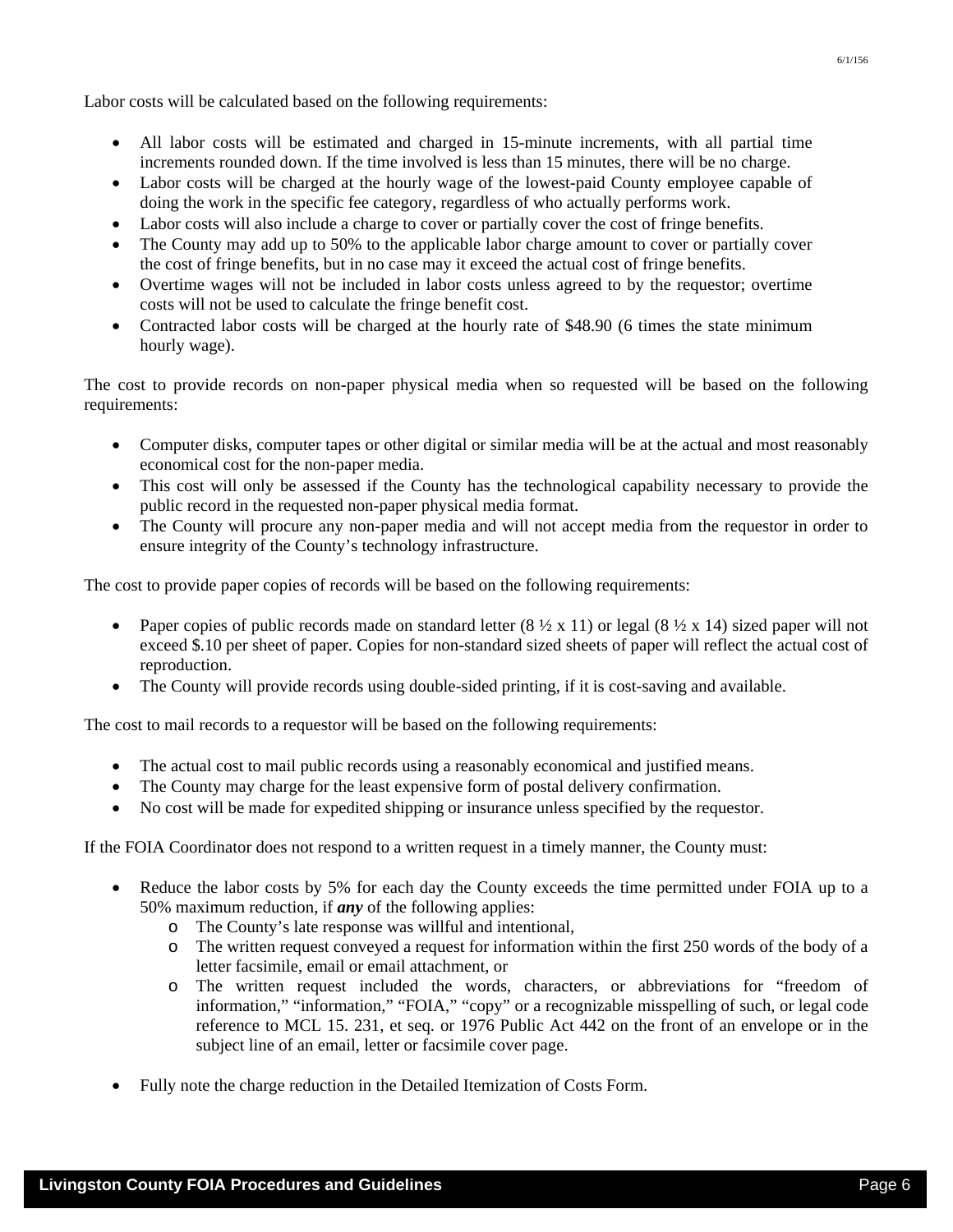Labor costs will be calculated based on the following requirements:

- All labor costs will be estimated and charged in 15-minute increments, with all partial time increments rounded down. If the time involved is less than 15 minutes, there will be no charge.
- Labor costs will be charged at the hourly wage of the lowest-paid County employee capable of doing the work in the specific fee category, regardless of who actually performs work.
- Labor costs will also include a charge to cover or partially cover the cost of fringe benefits.
- The County may add up to 50% to the applicable labor charge amount to cover or partially cover the cost of fringe benefits, but in no case may it exceed the actual cost of fringe benefits.
- Overtime wages will not be included in labor costs unless agreed to by the requestor; overtime costs will not be used to calculate the fringe benefit cost.
- Contracted labor costs will be charged at the hourly rate of $48.90 (6 times the state minimum hourly wage).

The cost to provide records on non-paper physical media when so requested will be based on the following requirements:

- Computer disks, computer tapes or other digital or similar media will be at the actual and most reasonably economical cost for the non-paper media.
- This cost will only be assessed if the County has the technological capability necessary to provide the public record in the requested non-paper physical media format.
- The County will procure any non-paper media and will not accept media from the requestor in order to ensure integrity of the County's technology infrastructure.

The cost to provide paper copies of records will be based on the following requirements:

- Paper copies of public records made on standard letter (8 ½ x 11) or legal (8 ½ x 14) sized paper will not exceed $.10 per sheet of paper. Copies for non-standard sized sheets of paper will reflect the actual cost of reproduction.
- The County will provide records using double-sided printing, if it is cost-saving and available.

The cost to mail records to a requestor will be based on the following requirements:

- The actual cost to mail public records using a reasonably economical and justified means.
- The County may charge for the least expensive form of postal delivery confirmation.
- No cost will be made for expedited shipping or insurance unless specified by the requestor.

If the FOIA Coordinator does not respond to a written request in a timely manner, the County must:

- Reduce the labor costs by 5% for each day the County exceeds the time permitted under FOIA up to a 50% maximum reduction, if ***any*** of the following applies:
  - The County's late response was willful and intentional,
  - The written request conveyed a request for information within the first 250 words of the body of a letter facsimile, email or email attachment, or
  - The written request included the words, characters, or abbreviations for "freedom of information," "information," "FOIA," "copy" or a recognizable misspelling of such, or legal code reference to MCL 15. 231, et seq. or 1976 Public Act 442 on the front of an envelope or in the subject line of an email, letter or facsimile cover page.

- Fully note the charge reduction in the Detailed Itemization of Costs Form.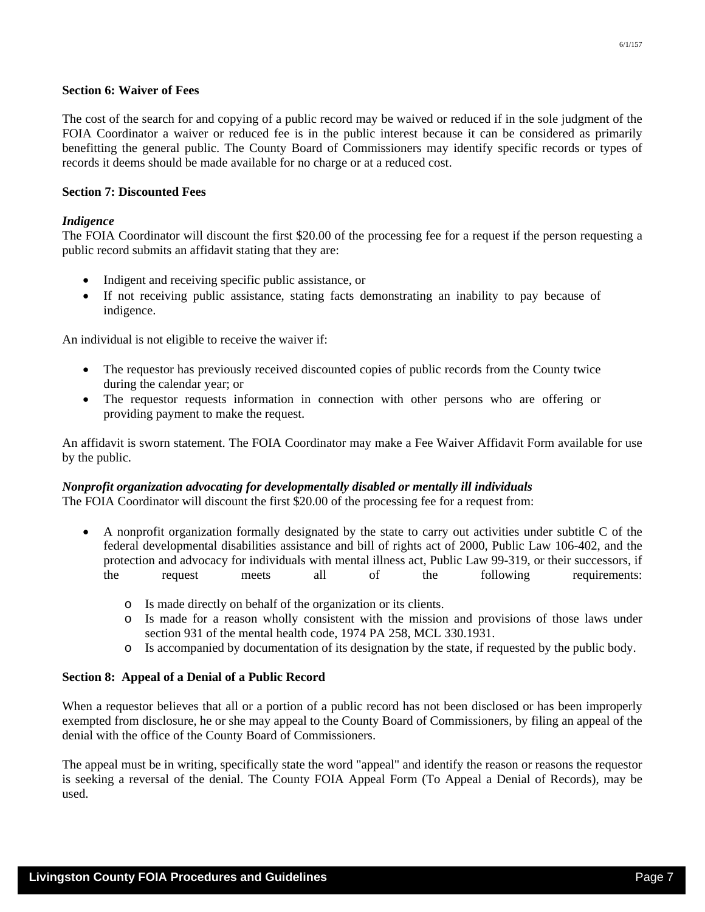**Section 6: Waiver of Fees**

The cost of the search for and copying of a public record may be waived or reduced if in the sole judgment of the FOIA Coordinator a waiver or reduced fee is in the public interest because it can be considered as primarily benefitting the general public. The County Board of Commissioners may identify specific records or types of records it deems should be made available for no charge or at a reduced cost.

**Section 7: Discounted Fees**

***Indigence***

The FOIA Coordinator will discount the first $20.00 of the processing fee for a request if the person requesting a public record submits an affidavit stating that they are:

- Indigent and receiving specific public assistance, or
- If not receiving public assistance, stating facts demonstrating an inability to pay because of indigence.

An individual is not eligible to receive the waiver if:

- The requestor has previously received discounted copies of public records from the County twice during the calendar year; or
- The requestor requests information in connection with other persons who are offering or providing payment to make the request.

An affidavit is sworn statement. The FOIA Coordinator may make a Fee Waiver Affidavit Form available for use by the public.

***Nonprofit organization advocating for developmentally disabled or mentally ill individuals***

The FOIA Coordinator will discount the first $20.00 of the processing fee for a request from:

- A nonprofit organization formally designated by the state to carry out activities under subtitle C of the federal developmental disabilities assistance and bill of rights act of 2000, Public Law 106-402, and the protection and advocacy for individuals with mental illness act, Public Law 99-319, or their successors, if the request meets all of the following requirements:
  - Is made directly on behalf of the organization or its clients.
  - Is made for a reason wholly consistent with the mission and provisions of those laws under section 931 of the mental health code, 1974 PA 258, MCL 330.1931.
  - Is accompanied by documentation of its designation by the state, if requested by the public body.

**Section 8: Appeal of a Denial of a Public Record**

When a requestor believes that all or a portion of a public record has not been disclosed or has been improperly exempted from disclosure, he or she may appeal to the County Board of Commissioners, by filing an appeal of the denial with the office of the County Board of Commissioners.

The appeal must be in writing, specifically state the word "appeal" and identify the reason or reasons the requestor is seeking a reversal of the denial. The County FOIA Appeal Form (To Appeal a Denial of Records), may be used.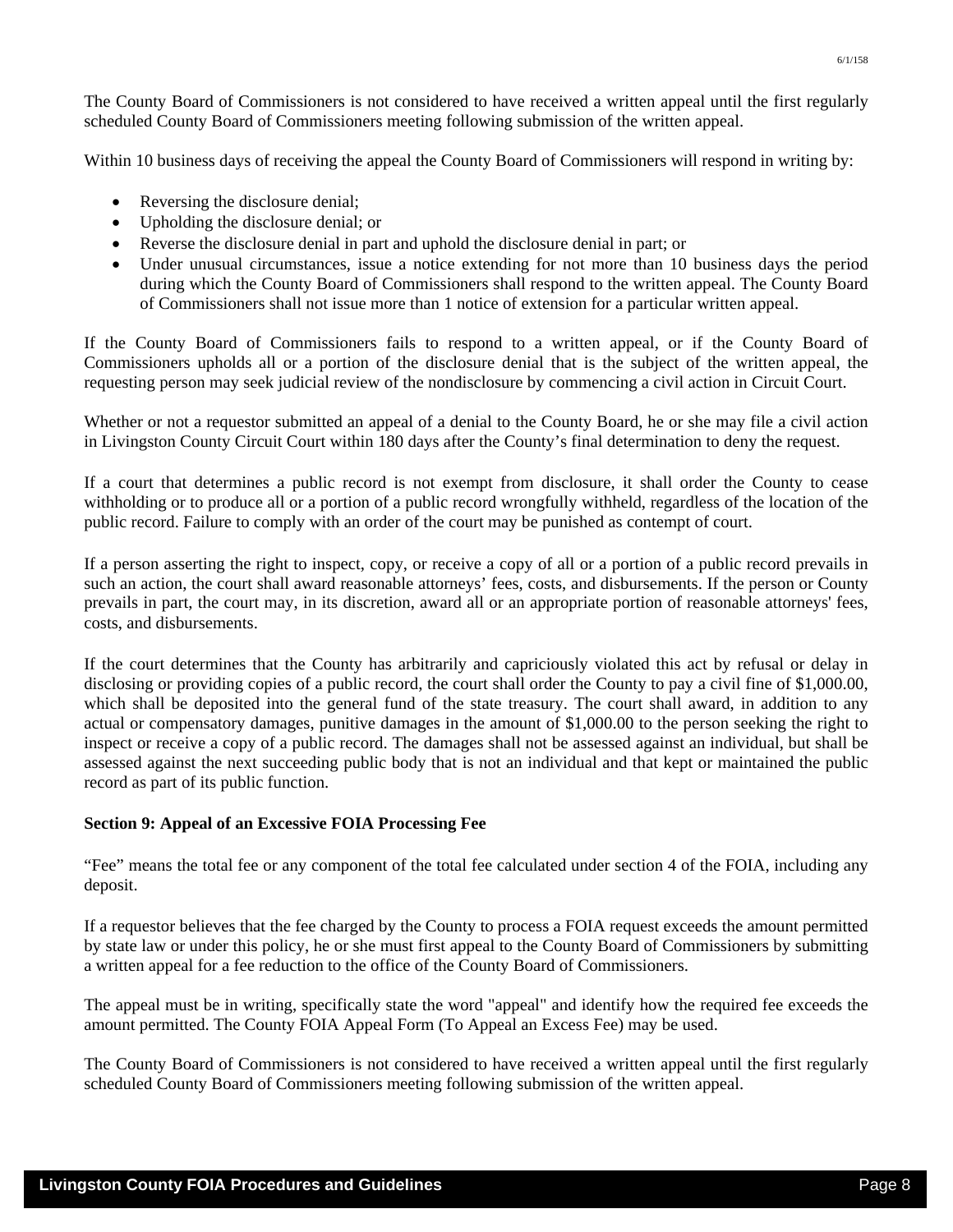The County Board of Commissioners is not considered to have received a written appeal until the first regularly scheduled County Board of Commissioners meeting following submission of the written appeal.

Within 10 business days of receiving the appeal the County Board of Commissioners will respond in writing by:

- Reversing the disclosure denial;
- Upholding the disclosure denial; or
- Reverse the disclosure denial in part and uphold the disclosure denial in part; or
- Under unusual circumstances, issue a notice extending for not more than 10 business days the period during which the County Board of Commissioners shall respond to the written appeal. The County Board of Commissioners shall not issue more than 1 notice of extension for a particular written appeal.

If the County Board of Commissioners fails to respond to a written appeal, or if the County Board of Commissioners upholds all or a portion of the disclosure denial that is the subject of the written appeal, the requesting person may seek judicial review of the nondisclosure by commencing a civil action in Circuit Court.

Whether or not a requestor submitted an appeal of a denial to the County Board, he or she may file a civil action in Livingston County Circuit Court within 180 days after the County's final determination to deny the request.

If a court that determines a public record is not exempt from disclosure, it shall order the County to cease withholding or to produce all or a portion of a public record wrongfully withheld, regardless of the location of the public record. Failure to comply with an order of the court may be punished as contempt of court.

If a person asserting the right to inspect, copy, or receive a copy of all or a portion of a public record prevails in such an action, the court shall award reasonable attorneys' fees, costs, and disbursements. If the person or County prevails in part, the court may, in its discretion, award all or an appropriate portion of reasonable attorneys' fees, costs, and disbursements.

If the court determines that the County has arbitrarily and capriciously violated this act by refusal or delay in disclosing or providing copies of a public record, the court shall order the County to pay a civil fine of $1,000.00, which shall be deposited into the general fund of the state treasury. The court shall award, in addition to any actual or compensatory damages, punitive damages in the amount of $1,000.00 to the person seeking the right to inspect or receive a copy of a public record. The damages shall not be assessed against an individual, but shall be assessed against the next succeeding public body that is not an individual and that kept or maintained the public record as part of its public function.

**Section 9: Appeal of an Excessive FOIA Processing Fee**

"Fee" means the total fee or any component of the total fee calculated under section 4 of the FOIA, including any deposit.

If a requestor believes that the fee charged by the County to process a FOIA request exceeds the amount permitted by state law or under this policy, he or she must first appeal to the County Board of Commissioners by submitting a written appeal for a fee reduction to the office of the County Board of Commissioners.

The appeal must be in writing, specifically state the word "appeal" and identify how the required fee exceeds the amount permitted. The County FOIA Appeal Form (To Appeal an Excess Fee) may be used.

The County Board of Commissioners is not considered to have received a written appeal until the first regularly scheduled County Board of Commissioners meeting following submission of the written appeal.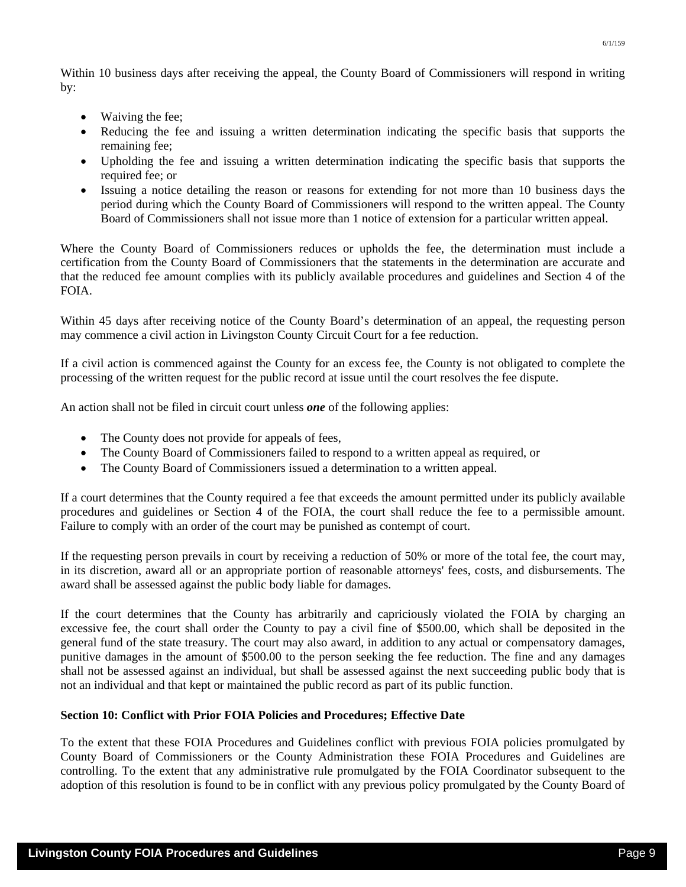Within 10 business days after receiving the appeal, the County Board of Commissioners will respond in writing by:

- Waiving the fee;
- Reducing the fee and issuing a written determination indicating the specific basis that supports the remaining fee;
- Upholding the fee and issuing a written determination indicating the specific basis that supports the required fee; or
- Issuing a notice detailing the reason or reasons for extending for not more than 10 business days the period during which the County Board of Commissioners will respond to the written appeal. The County Board of Commissioners shall not issue more than 1 notice of extension for a particular written appeal.

Where the County Board of Commissioners reduces or upholds the fee, the determination must include a certification from the County Board of Commissioners that the statements in the determination are accurate and that the reduced fee amount complies with its publicly available procedures and guidelines and Section 4 of the FOIA.

Within 45 days after receiving notice of the County Board's determination of an appeal, the requesting person may commence a civil action in Livingston County Circuit Court for a fee reduction.

If a civil action is commenced against the County for an excess fee, the County is not obligated to complete the processing of the written request for the public record at issue until the court resolves the fee dispute.

An action shall not be filed in circuit court unless ***one*** of the following applies:

- The County does not provide for appeals of fees,
- The County Board of Commissioners failed to respond to a written appeal as required, or
- The County Board of Commissioners issued a determination to a written appeal.

If a court determines that the County required a fee that exceeds the amount permitted under its publicly available procedures and guidelines or Section 4 of the FOIA, the court shall reduce the fee to a permissible amount. Failure to comply with an order of the court may be punished as contempt of court.

If the requesting person prevails in court by receiving a reduction of 50% or more of the total fee, the court may, in its discretion, award all or an appropriate portion of reasonable attorneys' fees, costs, and disbursements. The award shall be assessed against the public body liable for damages.

If the court determines that the County has arbitrarily and capriciously violated the FOIA by charging an excessive fee, the court shall order the County to pay a civil fine of $500.00, which shall be deposited in the general fund of the state treasury. The court may also award, in addition to any actual or compensatory damages, punitive damages in the amount of $500.00 to the person seeking the fee reduction. The fine and any damages shall not be assessed against an individual, but shall be assessed against the next succeeding public body that is not an individual and that kept or maintained the public record as part of its public function.

**Section 10: Conflict with Prior FOIA Policies and Procedures; Effective Date**

To the extent that these FOIA Procedures and Guidelines conflict with previous FOIA policies promulgated by County Board of Commissioners or the County Administration these FOIA Procedures and Guidelines are controlling. To the extent that any administrative rule promulgated by the FOIA Coordinator subsequent to the adoption of this resolution is found to be in conflict with any previous policy promulgated by the County Board of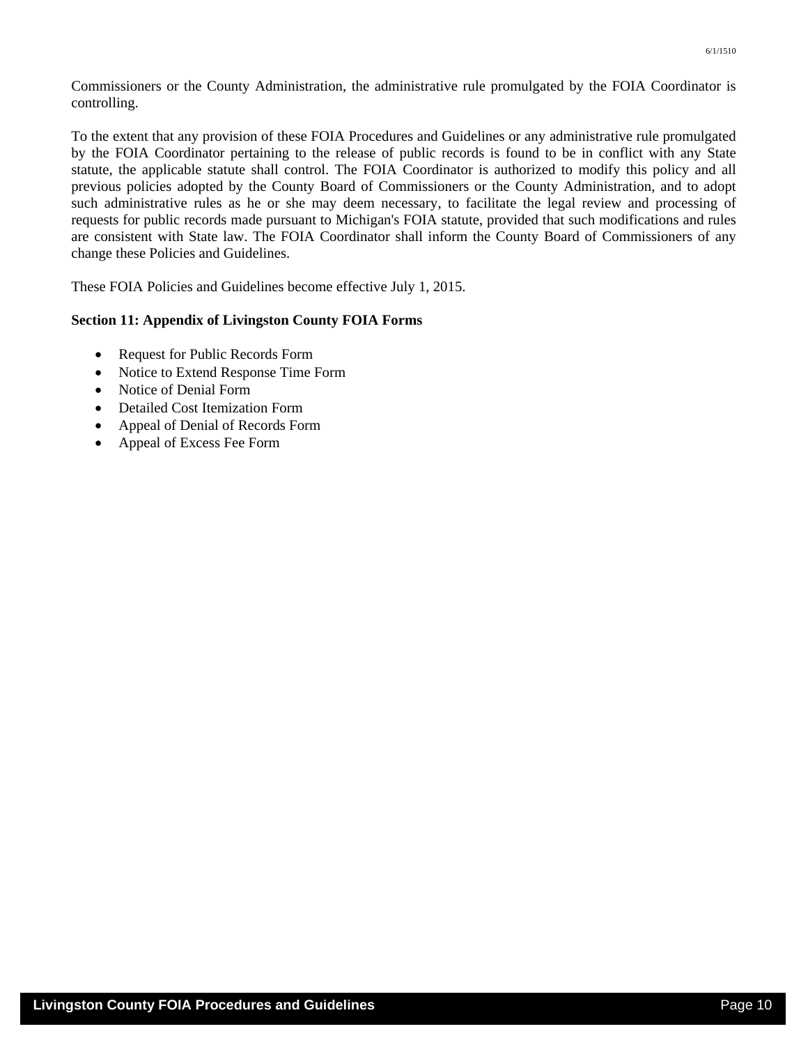Commissioners or the County Administration, the administrative rule promulgated by the FOIA Coordinator is controlling.

To the extent that any provision of these FOIA Procedures and Guidelines or any administrative rule promulgated by the FOIA Coordinator pertaining to the release of public records is found to be in conflict with any State statute, the applicable statute shall control. The FOIA Coordinator is authorized to modify this policy and all previous policies adopted by the County Board of Commissioners or the County Administration, and to adopt such administrative rules as he or she may deem necessary, to facilitate the legal review and processing of requests for public records made pursuant to Michigan's FOIA statute, provided that such modifications and rules are consistent with State law. The FOIA Coordinator shall inform the County Board of Commissioners of any change these Policies and Guidelines.

These FOIA Policies and Guidelines become effective July 1, 2015.

**Section 11: Appendix of Livingston County FOIA Forms**

- Request for Public Records Form
- Notice to Extend Response Time Form
- Notice of Denial Form
- Detailed Cost Itemization Form
- Appeal of Denial of Records Form
- Appeal of Excess Fee Form